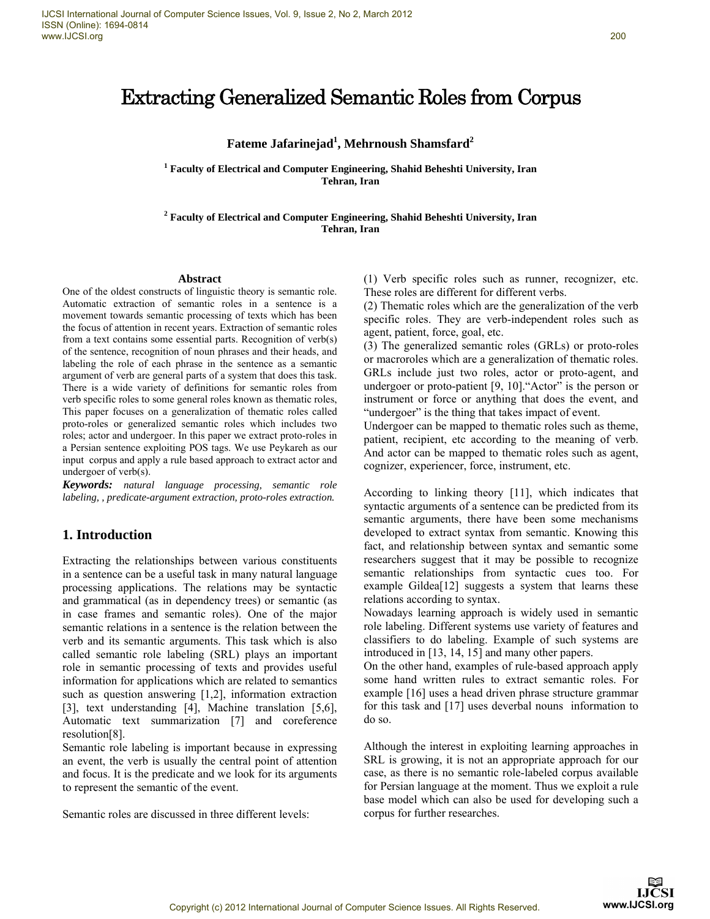#  Extracting Generalized Semantic Roles from Corpus

**Fateme Jafarinejad[1], Mehrnoush Shamsfard[2]**

[1] **Faculty of Electrical and Computer Engineering, Shahid Beheshti University, Iran Tehran, Iran**

[2] **Faculty of Electrical and Computer Engineering, Shahid Beheshti University, Iran Tehran, Iran**

### Abstract

One of the oldest constructs of linguistic theory is semantic role. Automatic extraction of semantic roles in a sentence is a movement towards semantic processing of texts which has been the focus of attention in recent years. Extraction of semantic roles from a text contains some essential parts. Recognition of verb(s) of the sentence, recognition of noun phrases and their heads, and labeling the role of each phrase in the sentence as a semantic argument of verb are general parts of a system that does this task. There is a wide variety of definitions for semantic roles from verb specific roles to some general roles known as thematic roles, This paper focuses on a generalization of thematic roles called proto-roles or generalized semantic roles which includes two roles; actor and undergoer. In this paper we extract proto-roles in a Persian sentence exploiting POS tags. We use Peykareh as our input corpus and apply a rule based approach to extract actor and undergoer of verb(s).

***Keywords:*** *natural language processing, semantic role labeling, , predicate-argument extraction, proto-roles extraction.*

## 1. Introduction

Extracting the relationships between various constituents in a sentence can be a useful task in many natural language processing applications. The relations may be syntactic and grammatical (as in dependency trees) or semantic (as in case frames and semantic roles). One of the major semantic relations in a sentence is the relation between the verb and its semantic arguments. This task which is also called semantic role labeling (SRL) plays an important role in semantic processing of texts and provides useful information for applications which are related to semantics such as question answering [1,2], information extraction [3], text understanding [4], Machine translation [5,6], Automatic text summarization [7] and coreference resolution[8].

Semantic role labeling is important because in expressing an event, the verb is usually the central point of attention and focus. It is the predicate and we look for its arguments to represent the semantic of the event.

Semantic roles are discussed in three different levels:

(1) Verb specific roles such as runner, recognizer, etc. These roles are different for different verbs.

(2) Thematic roles which are the generalization of the verb specific roles. They are verb-independent roles such as agent, patient, force, goal, etc.

(3) The generalized semantic roles (GRLs) or proto-roles or macroroles which are a generalization of thematic roles. GRLs include just two roles, actor or proto-agent, and undergoer or proto-patient [9, 10]."Actor" is the person or instrument or force or anything that does the event, and "undergoer" is the thing that takes impact of event.

Undergoer can be mapped to thematic roles such as theme, patient, recipient, etc according to the meaning of verb. And actor can be mapped to thematic roles such as agent, cognizer, experiencer, force, instrument, etc.

According to linking theory [11], which indicates that syntactic arguments of a sentence can be predicted from its semantic arguments, there have been some mechanisms developed to extract syntax from semantic. Knowing this fact, and relationship between syntax and semantic some researchers suggest that it may be possible to recognize semantic relationships from syntactic cues too. For example Gildea[12] suggests a system that learns these relations according to syntax.

Nowadays learning approach is widely used in semantic role labeling. Different systems use variety of features and classifiers to do labeling. Example of such systems are introduced in [13, 14, 15] and many other papers.

On the other hand, examples of rule-based approach apply some hand written rules to extract semantic roles. For example [16] uses a head driven phrase structure grammar for this task and [17] uses deverbal nouns information to do so.

Although the interest in exploiting learning approaches in SRL is growing, it is not an appropriate approach for our case, as there is no semantic role-labeled corpus available for Persian language at the moment. Thus we exploit a rule base model which can also be used for developing such a corpus for further researches.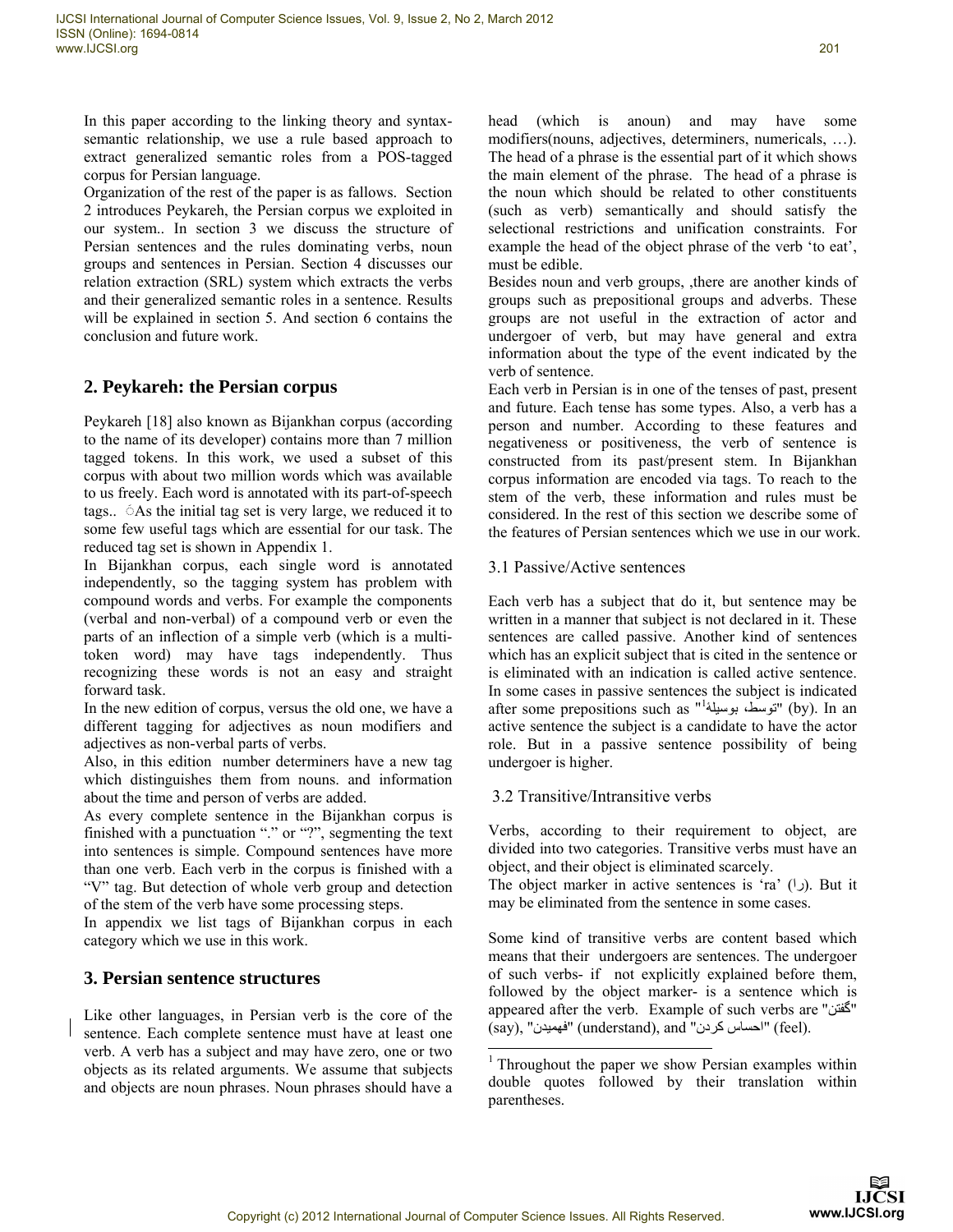In this paper according to the linking theory and syntax-semantic relationship, we use a rule based approach to extract generalized semantic roles from a POS-tagged corpus for Persian language.

Organization of the rest of the paper is as fallows. Section 2 introduces Peykareh, the Persian corpus we exploited in our system.. In section 3 we discuss the structure of Persian sentences and the rules dominating verbs, noun groups and sentences in Persian. Section 4 discusses our relation extraction (SRL) system which extracts the verbs and their generalized semantic roles in a sentence. Results will be explained in section 5. And section 6 contains the conclusion and future work.

## 2. Peykareh: the Persian corpus

Peykareh [18] also known as Bijankhan corpus (according to the name of its developer) contains more than 7 million tagged tokens. In this work, we used a subset of this corpus with about two million words which was available to us freely. Each word is annotated with its part-of-speech tags.. As the initial tag set is very large, we reduced it to some few useful tags which are essential for our task. The reduced tag set is shown in Appendix 1.

In Bijankhan corpus, each single word is annotated independently, so the tagging system has problem with compound words and verbs. For example the components (verbal and non-verbal) of a compound verb or even the parts of an inflection of a simple verb (which is a multi-token word) may have tags independently. Thus recognizing these words is not an easy and straight forward task.

In the new edition of corpus, versus the old one, we have a different tagging for adjectives as noun modifiers and adjectives as non-verbal parts of verbs.

Also, in this edition number determiners have a new tag which distinguishes them from nouns. and information about the time and person of verbs are added.

As every complete sentence in the Bijankhan corpus is finished with a punctuation "." or "?", segmenting the text into sentences is simple. Compound sentences have more than one verb. Each verb in the corpus is finished with a "V" tag. But detection of whole verb group and detection of the stem of the verb have some processing steps.

In appendix we list tags of Bijankhan corpus in each category which we use in this work.

## 3. Persian sentence structures

Like other languages, in Persian verb is the core of the sentence. Each complete sentence must have at least one verb. A verb has a subject and may have zero, one or two objects as its related arguments. We assume that subjects and objects are noun phrases. Noun phrases should have a head (which is anoun) and may have some modifiers(nouns, adjectives, determiners, numericals, …). The head of a phrase is the essential part of it which shows the main element of the phrase. The head of a phrase is the noun which should be related to other constituents (such as verb) semantically and should satisfy the selectional restrictions and unification constraints. For example the head of the object phrase of the verb 'to eat', must be edible.

Besides noun and verb groups, ,there are another kinds of groups such as prepositional groups and adverbs. These groups are not useful in the extraction of actor and undergoer of verb, but may have general and extra information about the type of the event indicated by the verb of sentence.

Each verb in Persian is in one of the tenses of past, present and future. Each tense has some types. Also, a verb has a person and number. According to these features and negativeness or positiveness, the verb of sentence is constructed from its past/present stem. In Bijankhan corpus information are encoded via tags. To reach to the stem of the verb, these information and rules must be considered. In the rest of this section we describe some of the features of Persian sentences which we use in our work.

### 3.1 Passive/Active sentences

Each verb has a subject that do it, but sentence may be written in a manner that subject is not declared in it. These sentences are called passive. Another kind of sentences which has an explicit subject that is cited in the sentence or is eliminated with an indication is called active sentence. In some cases in passive sentences the subject is indicated after some prepositions such as "توسط، بوسیلهٔ"[1] (by). In an active sentence the subject is a candidate to have the actor role. But in a passive sentence possibility of being undergoer is higher.

### 3.2 Transitive/Intransitive verbs

Verbs, according to their requirement to object, are divided into two categories. Transitive verbs must have an object, and their object is eliminated scarcely.

The object marker in active sentences is 'ra' (را). But it may be eliminated from the sentence in some cases.

Some kind of transitive verbs are content based which means that their undergoers are sentences. The undergoer of such verbs- if not explicitly explained before them, followed by the object marker- is a sentence which is appeared after the verb. Example of such verbs are "گفتن" (say), "فهمیدن" (understand), and "احساس کردن" (feel).

[1] Throughout the paper we show Persian examples within double quotes followed by their translation within parentheses.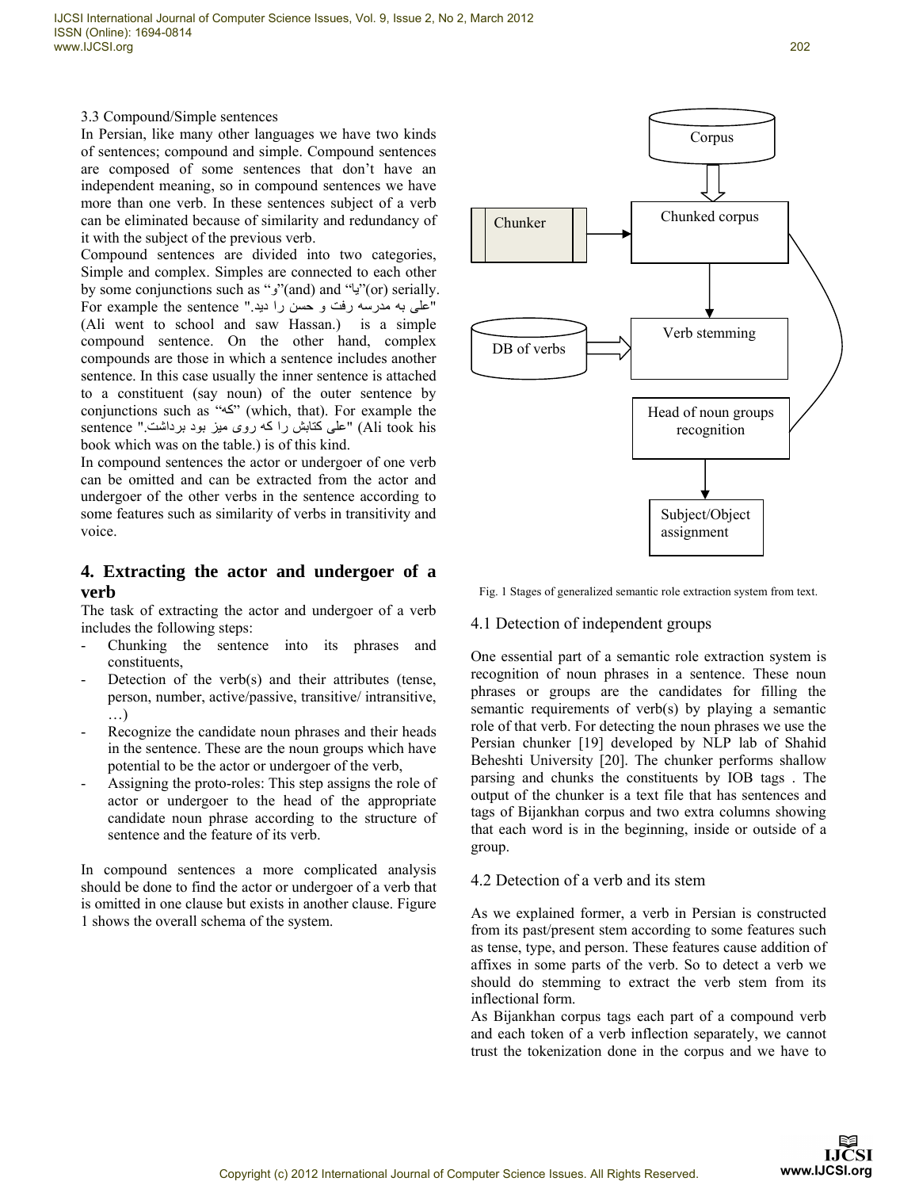3.3 Compound/Simple sentences

In Persian, like many other languages we have two kinds of sentences; compound and simple. Compound sentences are composed of some sentences that don't have an independent meaning, so in compound sentences we have more than one verb. In these sentences subject of a verb can be eliminated because of similarity and redundancy of it with the subject of the previous verb.

Compound sentences are divided into two categories, Simple and complex. Simples are connected to each other by some conjunctions such as "و"(and) and "یا"(or) serially. For example the sentence ".علی به مدرسه رفت و حسن را دید" (Ali went to school and saw Hassan.) is a simple compound sentence. On the other hand, complex compounds are those in which a sentence includes another sentence. In this case usually the inner sentence is attached to a constituent (say noun) of the outer sentence by conjunctions such as "که" (which, that). For example the sentence ".علی کتابش را که روی میز بود برداشت" (Ali took his book which was on the table.) is of this kind.

In compound sentences the actor or undergoer of one verb can be omitted and can be extracted from the actor and undergoer of the other verbs in the sentence according to some features such as similarity of verbs in transitivity and voice.

## 4. Extracting the actor and undergoer of a verb

The task of extracting the actor and undergoer of a verb includes the following steps:

- Chunking the sentence into its phrases and constituents,
- Detection of the verb(s) and their attributes (tense, person, number, active/passive, transitive/ intransitive, …)
- Recognize the candidate noun phrases and their heads in the sentence. These are the noun groups which have potential to be the actor or undergoer of the verb,
- Assigning the proto-roles: This step assigns the role of actor or undergoer to the head of the appropriate candidate noun phrase according to the structure of sentence and the feature of its verb.

In compound sentences a more complicated analysis should be done to find the actor or undergoer of a verb that is omitted in one clause but exists in another clause. Figure 1 shows the overall schema of the system.

Corpus → Chunked corpus (← Chunker) → Verb stemming (← DB of verbs) → Head of noun groups recognition → Subject/Object assignment

Fig. 1 Stages of generalized semantic role extraction system from text.

### 4.1 Detection of independent groups

One essential part of a semantic role extraction system is recognition of noun phrases in a sentence. These noun phrases or groups are the candidates for filling the semantic requirements of verb(s) by playing a semantic role of that verb. For detecting the noun phrases we use the Persian chunker [19] developed by NLP lab of Shahid Beheshti University [20]. The chunker performs shallow parsing and chunks the constituents by IOB tags . The output of the chunker is a text file that has sentences and tags of Bijankhan corpus and two extra columns showing that each word is in the beginning, inside or outside of a group.

### 4.2 Detection of a verb and its stem

As we explained former, a verb in Persian is constructed from its past/present stem according to some features such as tense, type, and person. These features cause addition of affixes in some parts of the verb. So to detect a verb we should do stemming to extract the verb stem from its inflectional form.

As Bijankhan corpus tags each part of a compound verb and each token of a verb inflection separately, we cannot trust the tokenization done in the corpus and we have to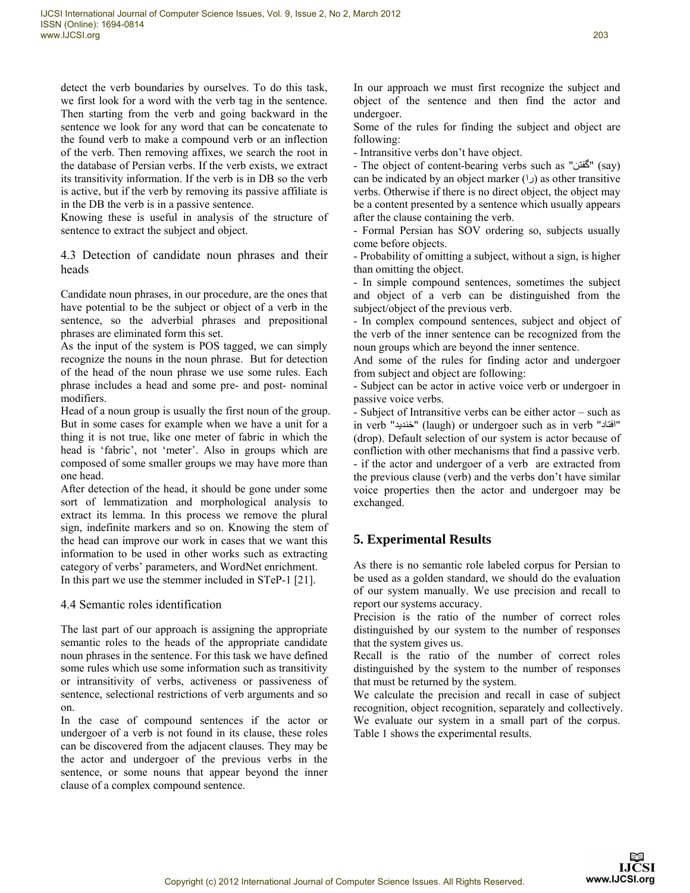detect the verb boundaries by ourselves. To do this task, we first look for a word with the verb tag in the sentence. Then starting from the verb and going backward in the sentence we look for any word that can be concatenate to the found verb to make a compound verb or an inflection of the verb. Then removing affixes, we search the root in the database of Persian verbs. If the verb exists, we extract its transitivity information. If the verb is in DB so the verb is active, but if the verb by removing its passive affiliate is in the DB the verb is in a passive sentence.

Knowing these is useful in analysis of the structure of sentence to extract the subject and object.

### 4.3 Detection of candidate noun phrases and their heads

Candidate noun phrases, in our procedure, are the ones that have potential to be the subject or object of a verb in the sentence, so the adverbial phrases and prepositional phrases are eliminated form this set.

As the input of the system is POS tagged, we can simply recognize the nouns in the noun phrase. But for detection of the head of the noun phrase we use some rules. Each phrase includes a head and some pre- and post- nominal modifiers.

Head of a noun group is usually the first noun of the group. But in some cases for example when we have a unit for a thing it is not true, like one meter of fabric in which the head is 'fabric', not 'meter'. Also in groups which are composed of some smaller groups we may have more than one head.

After detection of the head, it should be gone under some sort of lemmatization and morphological analysis to extract its lemma. In this process we remove the plural sign, indefinite markers and so on. Knowing the stem of the head can improve our work in cases that we want this information to be used in other works such as extracting category of verbs' parameters, and WordNet enrichment.

In this part we use the stemmer included in STeP-1 [21].

### 4.4 Semantic roles identification

The last part of our approach is assigning the appropriate semantic roles to the heads of the appropriate candidate noun phrases in the sentence. For this task we have defined some rules which use some information such as transitivity or intransitivity of verbs, activeness or passiveness of sentence, selectional restrictions of verb arguments and so on.

In the case of compound sentences if the actor or undergoer of a verb is not found in its clause, these roles can be discovered from the adjacent clauses. They may be the actor and undergoer of the previous verbs in the sentence, or some nouns that appear beyond the inner clause of a complex compound sentence.

In our approach we must first recognize the subject and object of the sentence and then find the actor and undergoer.

Some of the rules for finding the subject and object are following:

- Intransitive verbs don't have object.
- The object of content-bearing verbs such as "گفتن" (say) can be indicated by an object marker (را) as other transitive verbs. Otherwise if there is no direct object, the object may be a content presented by a sentence which usually appears after the clause containing the verb.
- Formal Persian has SOV ordering so, subjects usually come before objects.
- Probability of omitting a subject, without a sign, is higher than omitting the object.
- In simple compound sentences, sometimes the subject and object of a verb can be distinguished from the subject/object of the previous verb.
- In complex compound sentences, subject and object of the verb of the inner sentence can be recognized from the noun groups which are beyond the inner sentence.

And some of the rules for finding actor and undergoer from subject and object are following:

- Subject can be actor in active voice verb or undergoer in passive voice verbs.
- Subject of Intransitive verbs can be either actor – such as in verb "خندید" (laugh) or undergoer such as in verb "افتاد" (drop). Default selection of our system is actor because of confliction with other mechanisms that find a passive verb.
- if the actor and undergoer of a verb are extracted from the previous clause (verb) and the verbs don't have similar voice properties then the actor and undergoer may be exchanged.

## 5. Experimental Results

As there is no semantic role labeled corpus for Persian to be used as a golden standard, we should do the evaluation of our system manually. We use precision and recall to report our systems accuracy.

Precision is the ratio of the number of correct roles distinguished by our system to the number of responses that the system gives us.

Recall is the ratio of the number of correct roles distinguished by the system to the number of responses that must be returned by the system.

We calculate the precision and recall in case of subject recognition, object recognition, separately and collectively. We evaluate our system in a small part of the corpus. Table 1 shows the experimental results.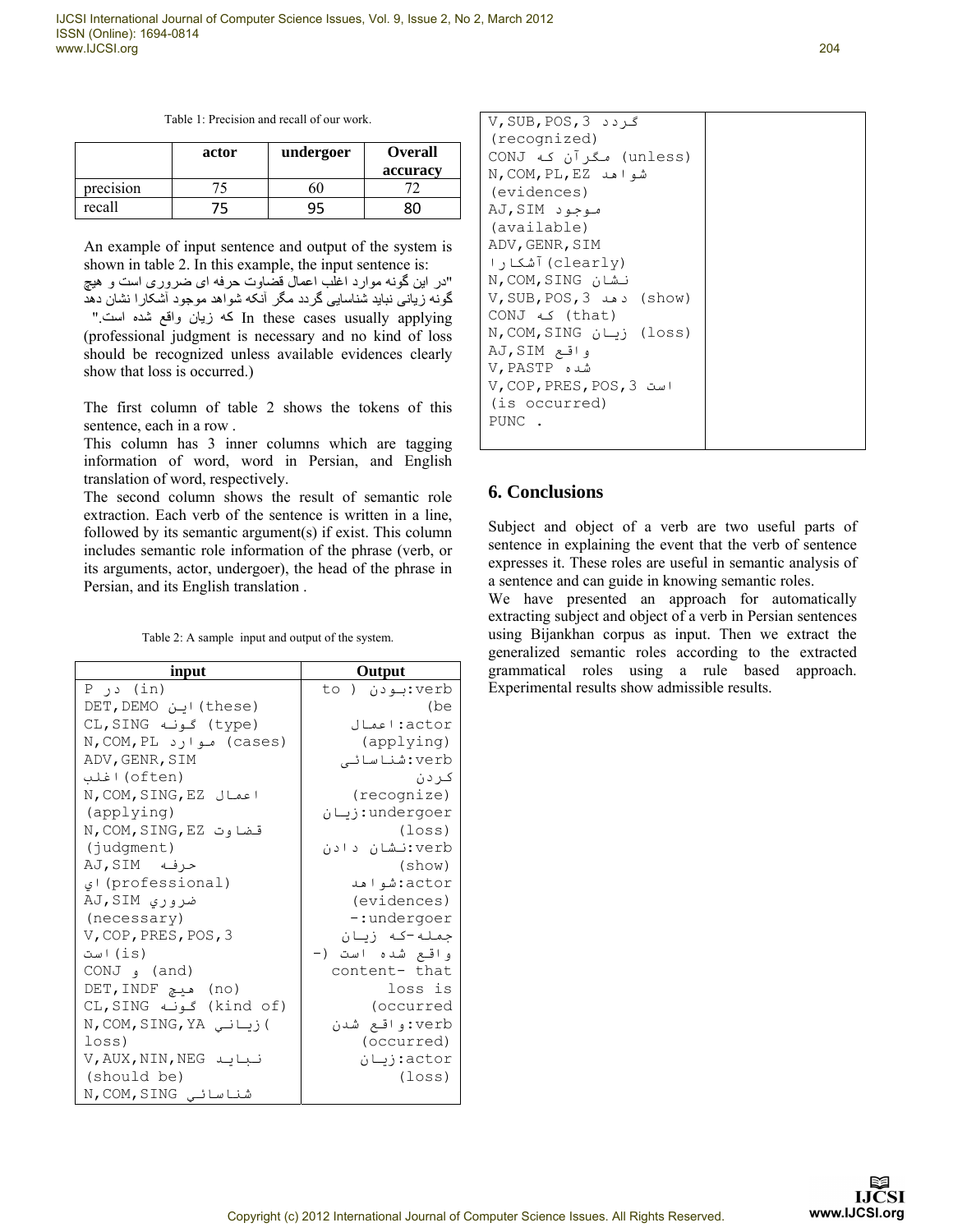Table 1: Precision and recall of our work.

| | actor | undergoer | Overall accuracy |
|---|---|---|---|
| precision | 75 | 60 | 72 |
| recall | 75 | 95 | 80 |

An example of input sentence and output of the system is shown in table 2. In this example, the input sentence is: "در این گونه موارد اغلب اعمال قضاوت حرفه ای ضروری است و هیچ گونه زیانی نباید شناسایی گردد مگر آنکه شواهد موجود آشکارا نشان دهد که زیان واقع شده است." In these cases usually applying (professional judgment is necessary and no kind of loss should be recognized unless available evidences clearly show that loss is occurred.)

The first column of table 2 shows the tokens of this sentence, each in a row .

This column has 3 inner columns which are tagging information of word, word in Persian, and English translation of word, respectively.

The second column shows the result of semantic role extraction. Each verb of the sentence is written in a line, followed by its semantic argument(s) if exist. This column includes semantic role information of the phrase (verb, or its arguments, actor, undergoer), the head of the phrase in Persian, and its English translation .

Table 2: A sample input and output of the system.

| input | Output |
|---|---|
| P در (in)<br>DET,DEMO این (these)<br>CL,SING گونه (type)<br>N,COM,PL موارد (cases)<br>ADV,GENR,SIM اغلب (often)<br>N,COM,SING,EZ اعمال (applying)<br>N,COM,SING,EZ قضاوت (judgment)<br>AJ,SIM حرفه اي (professional)<br>AJ,SIM ضروري (necessary)<br>V,COP,PRES,POS,3 است (is)<br>CONJ و (and)<br>DET,INDF هيچ (no)<br>CL,SING گونه (kind of)<br>N,COM,SING,YA زياني (loss)<br>V,AUX,NIN,NEG نبايد (should be)<br>N,COM,SING شناسائي<br>V,SUB,POS,3 گردد (recognized)<br>CONJ مگرآن كه (unless)<br>N,COM,PL,EZ شواهد (evidences)<br>AJ,SIM موجود (available)<br>ADV,GENR,SIM آشكارا (clearly)<br>N,COM,SING نشان<br>V,SUB,POS,3 دهد (show)<br>CONJ كه (that)<br>N,COM,SING زيان (loss)<br>AJ,SIM واقع<br>V,PASTP شده<br>V,COP,PRES,POS,3 است (is occurred)<br>PUNC . | verb:بودن ( to be)<br>actor:اعمال (applying)<br>verb:شناسائی کردن (recognize)<br>undergoer:زيان (loss)<br>verb:نشان دادن (show)<br>actor:شواهد (evidences)<br>undergoer:- جمله-که زيان واقع شده است (-content- that loss is occurred)<br>verb:واقع شدن (occurred)<br>actor:زيان (loss) |

## 6. Conclusions

Subject and object of a verb are two useful parts of sentence in explaining the event that the verb of sentence expresses it. These roles are useful in semantic analysis of a sentence and can guide in knowing semantic roles.

We have presented an approach for automatically extracting subject and object of a verb in Persian sentences using Bijankhan corpus as input. Then we extract the generalized semantic roles according to the extracted grammatical roles using a rule based approach. Experimental results show admissible results.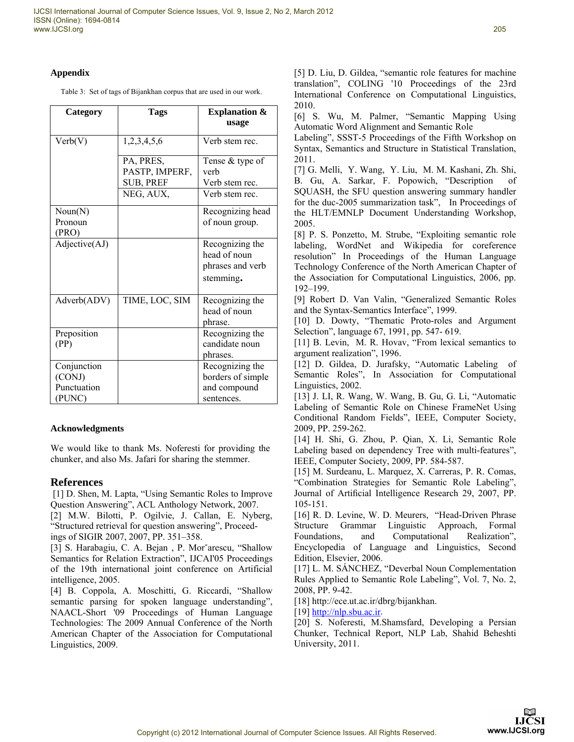## Appendix

Table 3: Set of tags of Bijankhan corpus that are used in our work.

| Category | Tags | Explanation & usage |
|---|---|---|
| Verb(V) | 1,2,3,4,5,6 | Verb stem rec. |
| | PA, PRES, PASTP, IMPERF, SUB, PREF | Tense & type of verb Verb stem rec. |
| | NEG, AUX, | Verb stem rec. |
| Noun(N) Pronoun (PRO) | | Recognizing head of noun group. |
| Adjective(AJ) | | Recognizing the head of noun phrases and verb stemming. |
| Adverb(ADV) | TIME, LOC, SIM | Recognizing the head of noun phrase. |
| Preposition (PP) | | Recognizing the candidate noun phrases. |
| Conjunction (CONJ) Punctuation (PUNC) | | Recognizing the borders of simple and compound sentences. |

## Acknowledgments

We would like to thank Ms. Noferesti for providing the chunker, and also Ms. Jafari for sharing the stemmer.

## References

[1] D. Shen, M. Lapta, "Using Semantic Roles to Improve Question Answering", ACL Anthology Network, 2007.

[2] M.W. Bilotti, P. Ogilvie, J. Callan, E. Nyberg, "Structured retrieval for question answering", Proceedings of SIGIR 2007, 2007, PP. 351–358.

[3] S. Harabagiu, C. A. Bejan , P. Mor˘arescu, "Shallow Semantics for Relation Extraction", IJCAI'05 Proceedings of the 19th international joint conference on Artificial intelligence, 2005.

[4] B. Coppola, A. Moschitti, G. Riccardi, "Shallow semantic parsing for spoken language understanding", NAACL-Short '09 Proceedings of Human Language Technologies: The 2009 Annual Conference of the North American Chapter of the Association for Computational Linguistics, 2009.

[5] D. Liu, D. Gildea, "semantic role features for machine translation", COLING '10 Proceedings of the 23rd International Conference on Computational Linguistics, 2010.

[6] S. Wu, M. Palmer, "Semantic Mapping Using Automatic Word Alignment and Semantic Role Labeling", SSST-5 Proceedings of the Fifth Workshop on Syntax, Semantics and Structure in Statistical Translation, 2011.

[7] G. Melli, Y. Wang, Y. Liu, M. M. Kashani, Zh. Shi, B. Gu, A. Sarkar, F. Popowich, "Description of SQUASH, the SFU question answering summary handler for the duc-2005 summarization task", In Proceedings of the HLT/EMNLP Document Understanding Workshop, 2005.

[8] P. S. Ponzetto, M. Strube, "Exploiting semantic role labeling, WordNet and Wikipedia for coreference resolution" In Proceedings of the Human Language Technology Conference of the North American Chapter of the Association for Computational Linguistics, 2006, pp. 192–199.

[9] Robert D. Van Valin, "Generalized Semantic Roles and the Syntax-Semantics Interface", 1999.

[10] D. Dowty, "Thematic Proto-roles and Argument Selection", language 67, 1991, pp. 547- 619.

[11] B. Levin, M. R. Hovav, "From lexical semantics to argument realization", 1996.

[12] D. Gildea, D. Jurafsky, "Automatic Labeling of Semantic Roles", In Association for Computational Linguistics, 2002.

[13] J. LI, R. Wang, W. Wang, B. Gu, G. Li, "Automatic Labeling of Semantic Role on Chinese FrameNet Using Conditional Random Fields", IEEE, Computer Society, 2009, PP. 259-262.

[14] H. Shi, G. Zhou, P. Qian, X. Li, Semantic Role Labeling based on dependency Tree with multi-features", IEEE, Computer Society, 2009, PP. 584-587.

[15] M. Surdeanu, L. Marquez, X. Carreras, P. R. Comas, "Combination Strategies for Semantic Role Labeling", Journal of Artificial Intelligence Research 29, 2007, PP. 105-151.

[16] R. D. Levine, W. D. Meurers, "Head-Driven Phrase Structure Grammar Linguistic Approach, Formal Foundations, and Computational Realization", Encyclopedia of Language and Linguistics, Second Edition, Elsevier, 2006.

[17] L. M. SÁNCHEZ, "Deverbal Noun Complementation Rules Applied to Semantic Role Labeling", Vol. 7, No. 2, 2008, PP. 9-42.

[18] http://ece.ut.ac.ir/dbrg/bijankhan.

[19] http://nlp.sbu.ac.ir.

[20] S. Noferesti, M.Shamsfard, Developing a Persian Chunker, Technical Report, NLP Lab, Shahid Beheshti University, 2011.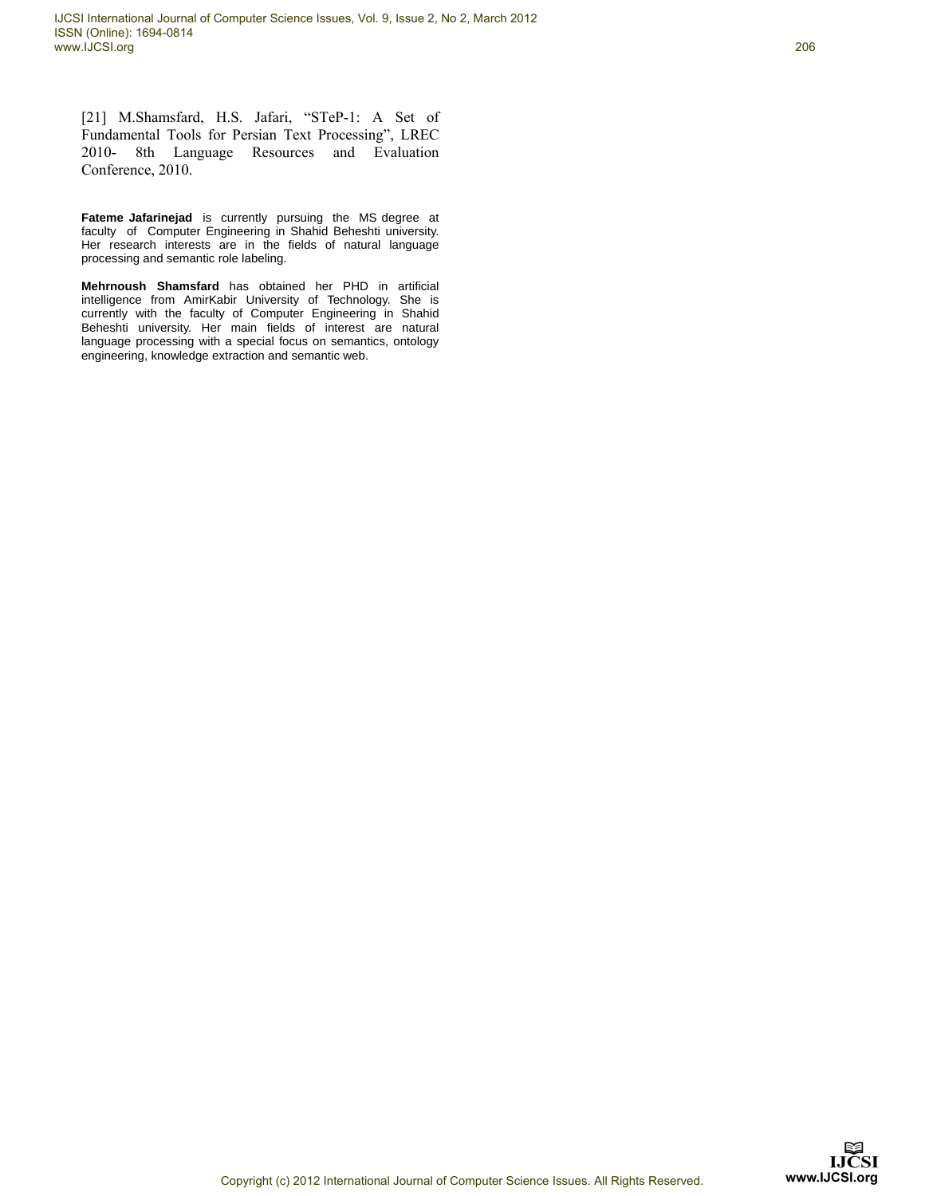[21] M.Shamsfard, H.S. Jafari, "STeP-1: A Set of Fundamental Tools for Persian Text Processing", LREC 2010- 8th Language Resources and Evaluation Conference, 2010.

**Fateme Jafarinejad** is currently pursuing the MS degree at faculty of Computer Engineering in Shahid Beheshti university. Her research interests are in the fields of natural language processing and semantic role labeling.

**Mehrnoush Shamsfard** has obtained her PHD in artificial intelligence from AmirKabir University of Technology. She is currently with the faculty of Computer Engineering in Shahid Beheshti university. Her main fields of interest are natural language processing with a special focus on semantics, ontology engineering, knowledge extraction and semantic web.